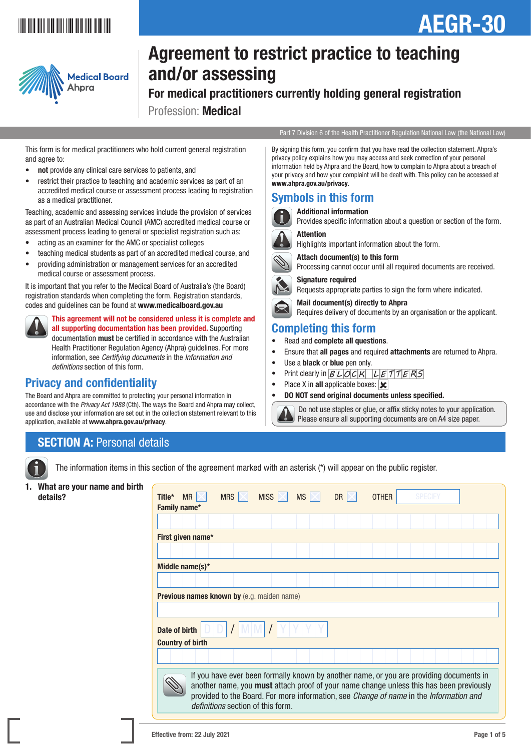AEGR-30

Medical Board Ahpra

# Agreement to restrict practice to teaching and/or assessing

## For medical practitioners currently holding general registration

Profession: **Medical**

Part 7 Division 6 of the Health Practitioner Regulation National Law (the National Law)

This form is for medical practitioners who hold current general registration and agree to:

- **not** provide any clinical care services to patients, and
- restrict their practice to teaching and academic services as part of an accredited medical course or assessment process leading to registration as a medical practitioner.

Teaching, academic and assessing services include the provision of services as part of an Australian Medical Council (AMC) accredited medical course or assessment process leading to general or specialist registration such as:

- acting as an examiner for the AMC or specialist colleges
- teaching medical students as part of an accredited medical course, and
- providing administration or management services for an accredited medical course or assessment process.

It is important that you refer to the Medical Board of Australia's (the Board) registration standards when completing the form. Registration standards, codes and guidelines can be found at **www.medicalboard.gov.au**

**This agreement will not be considered unless it is complete and all supporting documentation has been provided.** Supporting documentation **must** be certified in accordance with the Australian Health Practitioner Regulation Agency (Ahpra) guidelines. For more information, see *Certifying documents* in the *Information and definitions* section of this form.

## Privacy and confidentiality

The Board and Ahpra are committed to protecting your personal information in accordance with the *Privacy Act 1988* (Cth). The ways the Board and Ahpra may collect, use and disclose your information are set out in the collection statement relevant to this application, available at **www.ahpra.gov.au/privacy**.

By signing this form, you confirm that you have read the collection statement. Ahpra's privacy policy explains how you may access and seek correction of your personal information held by Ahpra and the Board, how to complain to Ahpra about a breach of your privacy and how your complaint will be dealt with. This policy can be accessed at **www.ahpra.gov.au/privacy**.

## Symbols in this form

**Additional information**
Provides specific information about a question or section of the form.

**Attention**
Highlights important information about the form.

**Attach document(s) to this form**
Processing cannot occur until all required documents are received.

**Signature required**
Requests appropriate parties to sign the form where indicated.

**Mail document(s) directly to Ahpra**
Requires delivery of documents by an organisation or the applicant.

## Completing this form

- Read and **complete all questions**.
- Ensure that **all pages** and required **attachments** are returned to Ahpra.
- Use a **black** or **blue** pen only.
- Print clearly in BLOCK LETTERS
- Place X in **all** applicable boxes: ☒
- **DO NOT send original documents unless specified.**

Do not use staples or glue, or affix sticky notes to your application. Please ensure all supporting documents are on A4 size paper.

## SECTION A: Personal details

The information items in this section of the agreement marked with an asterisk (*) will appear on the public register.

**1. What are your name and birth details?**

**Title*** MR ☐ MRS ☐ MISS ☐ MS ☐ DR ☐ OTHER SPECIFY

**Family name***

**First given name***

**Middle name(s)***

**Previous names known by** (e.g. maiden name)

**Date of birth** DD / MM / YYYY

**Country of birth**

If you have ever been formally known by another name, or you are providing documents in another name, you **must** attach proof of your name change unless this has been previously provided to the Board. For more information, see *Change of name* in the *Information and definitions* section of this form.

Effective from: 22 July 2021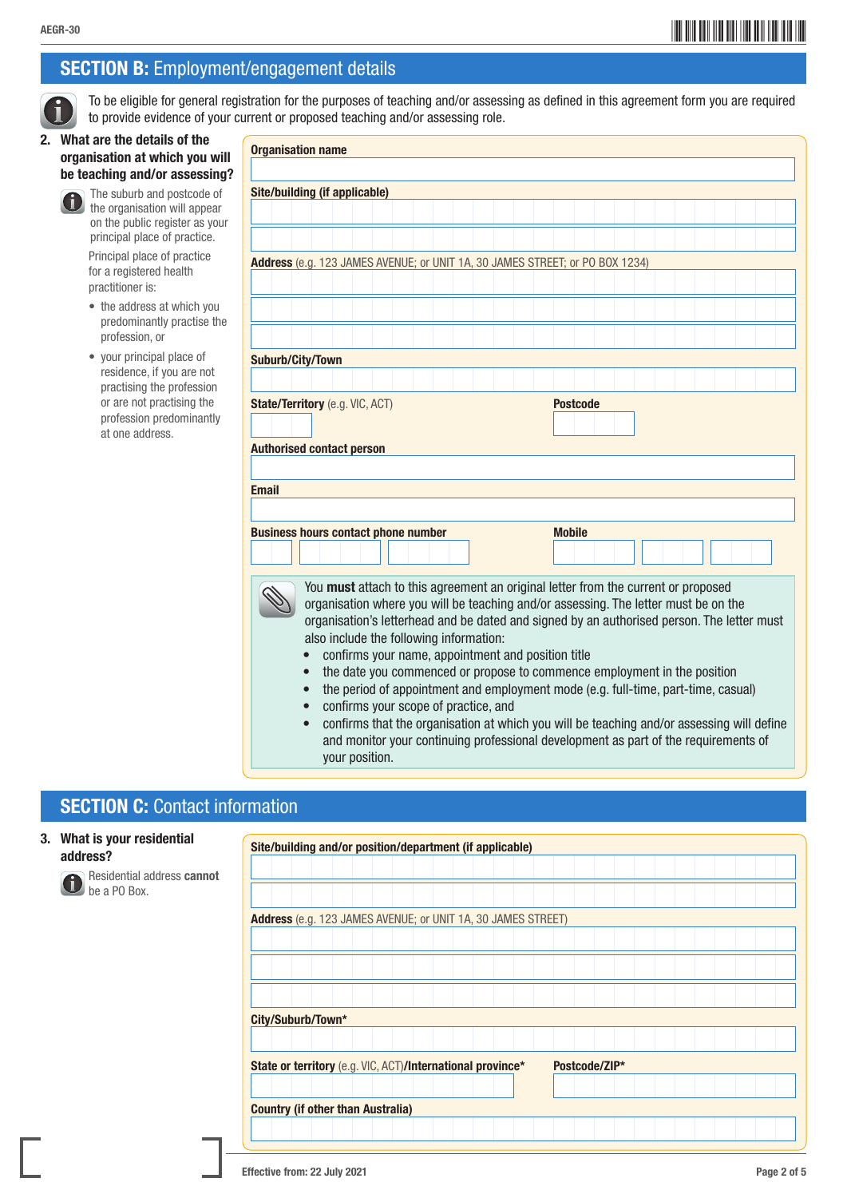## SECTION B: Employment/engagement details

To be eligible for general registration for the purposes of teaching and/or assessing as defined in this agreement form you are required to provide evidence of your current or proposed teaching and/or assessing role.

**2. What are the details of the organisation at which you will be teaching and/or assessing?**

The suburb and postcode of the organisation will appear on the public register as your principal place of practice.

Principal place of practice for a registered health practitioner is:

- the address at which you predominantly practise the profession, or
- your principal place of residence, if you are not practising the profession or are not practising the profession predominantly at one address.

**Organisation name**

**Site/building (if applicable)**

**Address** (e.g. 123 JAMES AVENUE; or UNIT 1A, 30 JAMES STREET; or PO BOX 1234)

**Suburb/City/Town**

**State/Territory** (e.g. VIC, ACT)

**Postcode**

**Authorised contact person**

**Email**

**Business hours contact phone number**

**Mobile**

You **must** attach to this agreement an original letter from the current or proposed organisation where you will be teaching and/or assessing. The letter must be on the organisation's letterhead and be dated and signed by an authorised person. The letter must also include the following information:

- confirms your name, appointment and position title
- the date you commenced or propose to commence employment in the position
- the period of appointment and employment mode (e.g. full-time, part-time, casual)
- confirms your scope of practice, and
- confirms that the organisation at which you will be teaching and/or assessing will define and monitor your continuing professional development as part of the requirements of your position.

## SECTION C: Contact information

**3. What is your residential address?**

Residential address **cannot** be a PO Box.

**Site/building and/or position/department (if applicable)**

**Address** (e.g. 123 JAMES AVENUE; or UNIT 1A, 30 JAMES STREET)

**City/Suburb/Town***

**State or territory** (e.g. VIC, ACT)**/International province***

**Postcode/ZIP***

**Country (if other than Australia)**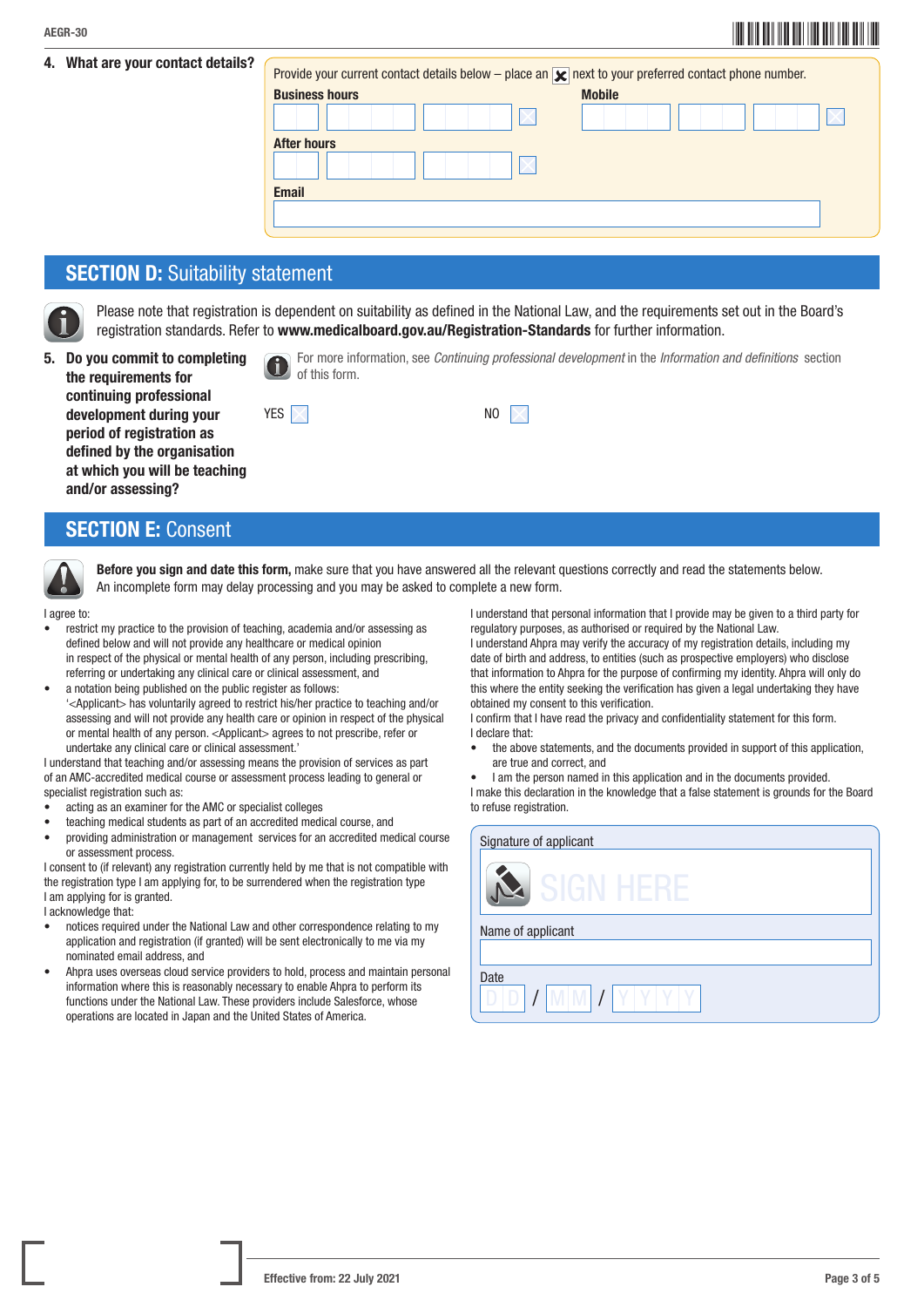**4. What are your contact details?**

Provide your current contact details below – place an ☒ next to your preferred contact phone number.

**Business hours**

**Mobile**

**After hours**

**Email**

## SECTION D: Suitability statement

Please note that registration is dependent on suitability as defined in the National Law, and the requirements set out in the Board's registration standards. Refer to **www.medicalboard.gov.au/Registration-Standards** for further information.

**5. Do you commit to completing the requirements for continuing professional development during your period of registration as defined by the organisation at which you will be teaching and/or assessing?**

For more information, see *Continuing professional development* in the *Information and definitions* section of this form.

YES ☐ NO ☐

## SECTION E: Consent

**Before you sign and date this form,** make sure that you have answered all the relevant questions correctly and read the statements below. An incomplete form may delay processing and you may be asked to complete a new form.

I agree to:

- restrict my practice to the provision of teaching, academia and/or assessing as defined below and will not provide any healthcare or medical opinion in respect of the physical or mental health of any person, including prescribing, referring or undertaking any clinical care or clinical assessment, and
- a notation being published on the public register as follows: '<Applicant> has voluntarily agreed to restrict his/her practice to teaching and/or assessing and will not provide any health care or opinion in respect of the physical or mental health of any person. <Applicant> agrees to not prescribe, refer or undertake any clinical care or clinical assessment.'

I understand that teaching and/or assessing means the provision of services as part of an AMC-accredited medical course or assessment process leading to general or specialist registration such as:

- acting as an examiner for the AMC or specialist colleges
- teaching medical students as part of an accredited medical course, and
- providing administration or management services for an accredited medical course or assessment process.

I consent to (if relevant) any registration currently held by me that is not compatible with the registration type I am applying for, to be surrendered when the registration type I am applying for is granted.

I acknowledge that:

- notices required under the National Law and other correspondence relating to my application and registration (if granted) will be sent electronically to me via my nominated email address, and
- Ahpra uses overseas cloud service providers to hold, process and maintain personal information where this is reasonably necessary to enable Ahpra to perform its functions under the National Law. These providers include Salesforce, whose operations are located in Japan and the United States of America.

I understand that personal information that I provide may be given to a third party for regulatory purposes, as authorised or required by the National Law.

I understand Ahpra may verify the accuracy of my registration details, including my date of birth and address, to entities (such as prospective employers) who disclose that information to Ahpra for the purpose of confirming my identity. Ahpra will only do this where the entity seeking the verification has given a legal undertaking they have obtained my consent to this verification.

I confirm that I have read the privacy and confidentiality statement for this form.

I declare that:

- the above statements, and the documents provided in support of this application, are true and correct, and
- I am the person named in this application and in the documents provided.

I make this declaration in the knowledge that a false statement is grounds for the Board to refuse registration.

Signature of applicant

SIGN HERE

Name of applicant

Date

D D / M M / Y Y Y Y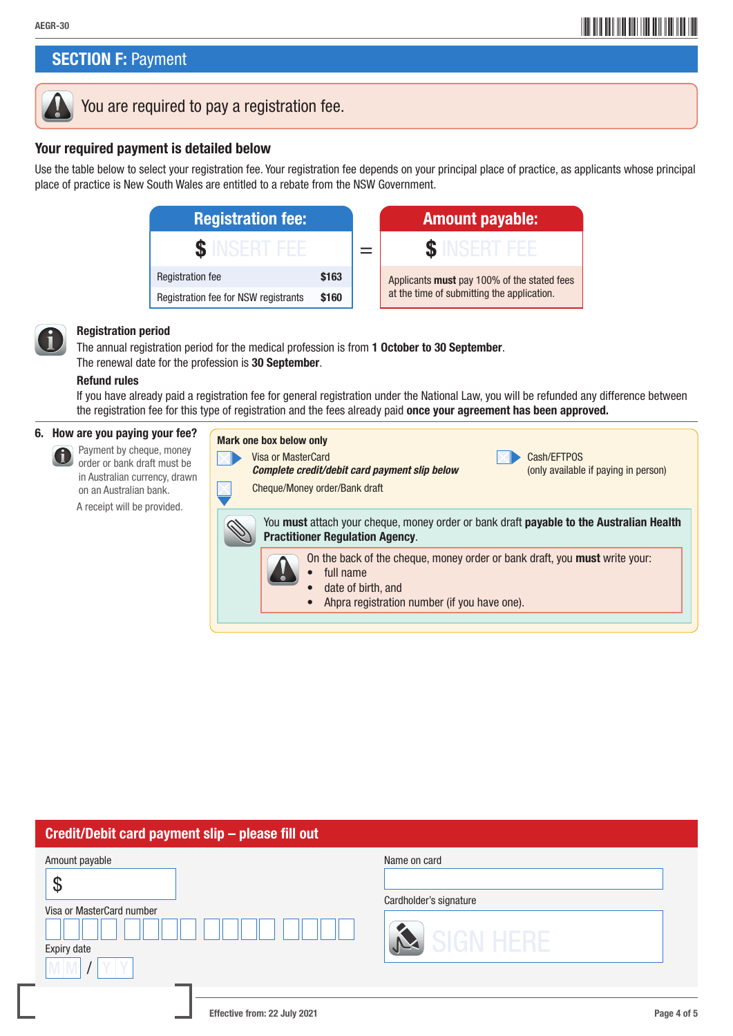## SECTION F: Payment

You are required to pay a registration fee.

### Your required payment is detailed below

Use the table below to select your registration fee. Your registration fee depends on your principal place of practice, as applicants whose principal place of practice is New South Wales are entitled to a rebate from the NSW Government.

| Registration fee: | |
|---|---|
| $ INSERT FEE | |
| Registration fee | $163 |
| Registration fee for NSW registrants | $160 |

=

**Amount payable:**

$ INSERT FEE

Applicants **must** pay 100% of the stated fees at the time of submitting the application.

**Registration period**

The annual registration period for the medical profession is from **1 October to 30 September**.
The renewal date for the profession is **30 September**.

**Refund rules**

If you have already paid a registration fee for general registration under the National Law, you will be refunded any difference between the registration fee for this type of registration and the fees already paid **once your agreement has been approved.**

**6. How are you paying your fee?**

Payment by cheque, money order or bank draft must be in Australian currency, drawn on an Australian bank.

A receipt will be provided.

**Mark one box below only**

- ☐ Visa or MasterCard
  ***Complete credit/debit card payment slip below***
- ☐ Cash/EFTPOS
  (only available if paying in person)
- ☐ Cheque/Money order/Bank draft

You **must** attach your cheque, money order or bank draft **payable to the Australian Health Practitioner Regulation Agency**.

On the back of the cheque, money order or bank draft, you **must** write your:

- full name
- date of birth, and
- Ahpra registration number (if you have one).

## Credit/Debit card payment slip – please fill out

Amount payable

$

Visa or MasterCard number

Expiry date

M M / Y Y

Name on card

Cardholder's signature

SIGN HERE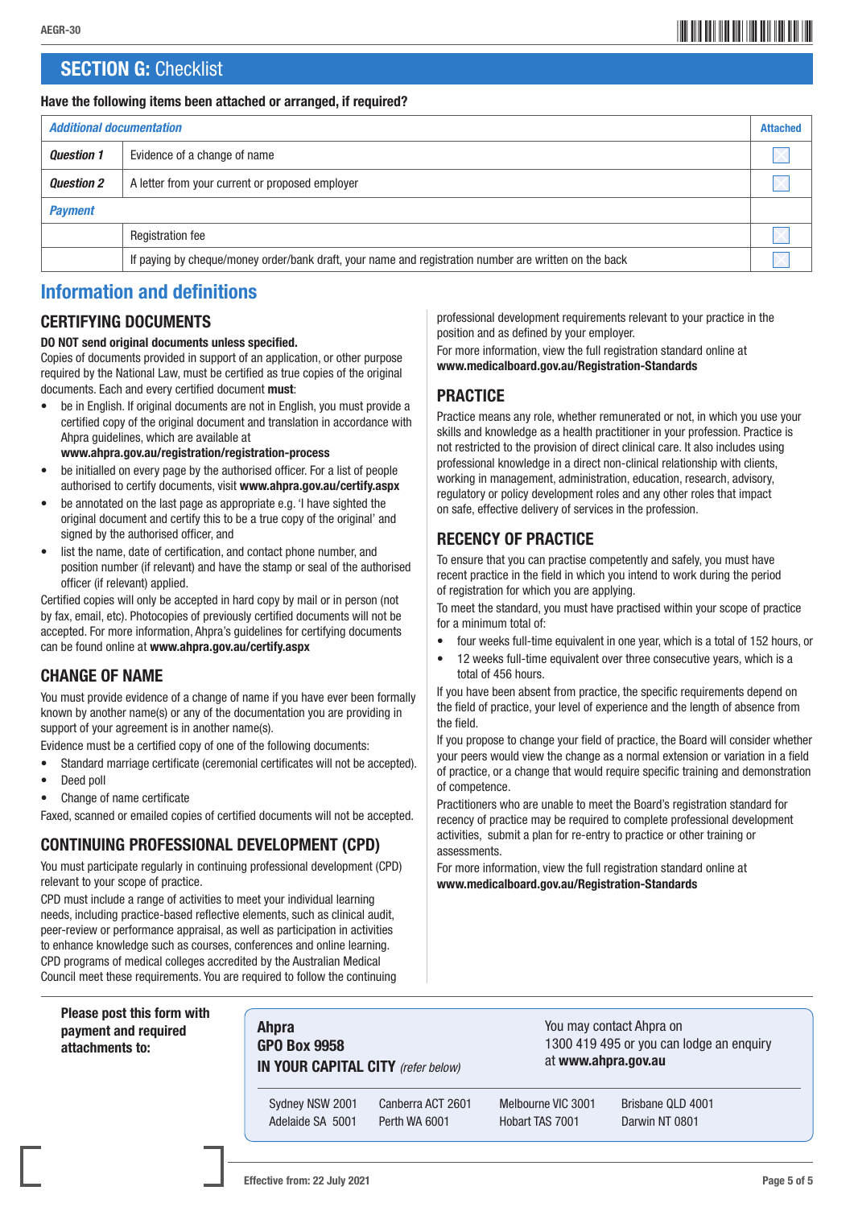## SECTION G: Checklist

**Have the following items been attached or arranged, if required?**

| *Additional documentation* | | Attached |
|---|---|---|
| ***Question 1*** | Evidence of a change of name | ☐ |
| ***Question 2*** | A letter from your current or proposed employer | ☐ |
| ***Payment*** | | |
| | Registration fee | ☐ |
| | If paying by cheque/money order/bank draft, your name and registration number are written on the back | ☐ |

## Information and definitions

### CERTIFYING DOCUMENTS

**DO NOT send original documents unless specified.**

Copies of documents provided in support of an application, or other purpose required by the National Law, must be certified as true copies of the original documents. Each and every certified document **must**:

- be in English. If original documents are not in English, you must provide a certified copy of the original document and translation in accordance with Ahpra guidelines, which are available at **www.ahpra.gov.au/registration/registration-process**
- be initialled on every page by the authorised officer. For a list of people authorised to certify documents, visit **www.ahpra.gov.au/certify.aspx**
- be annotated on the last page as appropriate e.g. 'I have sighted the original document and certify this to be a true copy of the original' and signed by the authorised officer, and
- list the name, date of certification, and contact phone number, and position number (if relevant) and have the stamp or seal of the authorised officer (if relevant) applied.

Certified copies will only be accepted in hard copy by mail or in person (not by fax, email, etc). Photocopies of previously certified documents will not be accepted. For more information, Ahpra's guidelines for certifying documents can be found online at **www.ahpra.gov.au/certify.aspx**

### CHANGE OF NAME

You must provide evidence of a change of name if you have ever been formally known by another name(s) or any of the documentation you are providing in support of your agreement is in another name(s).

Evidence must be a certified copy of one of the following documents:

- Standard marriage certificate (ceremonial certificates will not be accepted).
- Deed poll
- Change of name certificate

Faxed, scanned or emailed copies of certified documents will not be accepted.

### CONTINUING PROFESSIONAL DEVELOPMENT (CPD)

You must participate regularly in continuing professional development (CPD) relevant to your scope of practice.

CPD must include a range of activities to meet your individual learning needs, including practice-based reflective elements, such as clinical audit, peer-review or performance appraisal, as well as participation in activities to enhance knowledge such as courses, conferences and online learning. CPD programs of medical colleges accredited by the Australian Medical Council meet these requirements. You are required to follow the continuing professional development requirements relevant to your practice in the position and as defined by your employer.

For more information, view the full registration standard online at **www.medicalboard.gov.au/Registration-Standards**

### PRACTICE

Practice means any role, whether remunerated or not, in which you use your skills and knowledge as a health practitioner in your profession. Practice is not restricted to the provision of direct clinical care. It also includes using professional knowledge in a direct non-clinical relationship with clients, working in management, administration, education, research, advisory, regulatory or policy development roles and any other roles that impact on safe, effective delivery of services in the profession.

### RECENCY OF PRACTICE

To ensure that you can practise competently and safely, you must have recent practice in the field in which you intend to work during the period of registration for which you are applying.

To meet the standard, you must have practised within your scope of practice for a minimum total of:

- four weeks full-time equivalent in one year, which is a total of 152 hours, or
- 12 weeks full-time equivalent over three consecutive years, which is a total of 456 hours.

If you have been absent from practice, the specific requirements depend on the field of practice, your level of experience and the length of absence from the field.

If you propose to change your field of practice, the Board will consider whether your peers would view the change as a normal extension or variation in a field of practice, or a change that would require specific training and demonstration of competence.

Practitioners who are unable to meet the Board's registration standard for recency of practice may be required to complete professional development activities, submit a plan for re-entry to practice or other training or assessments.

For more information, view the full registration standard online at **www.medicalboard.gov.au/Registration-Standards**

**Please post this form with payment and required attachments to:**

**Ahpra**
**GPO Box 9958**
**IN YOUR CAPITAL CITY** *(refer below)*

You may contact Ahpra on 1300 419 495 or you can lodge an enquiry at **www.ahpra.gov.au**

| | | | |
|---|---|---|---|
| Sydney NSW 2001 | Canberra ACT 2601 | Melbourne VIC 3001 | Brisbane QLD 4001 |
| Adelaide SA 5001 | Perth WA 6001 | Hobart TAS 7001 | Darwin NT 0801 |

Effective from: 22 July 2021